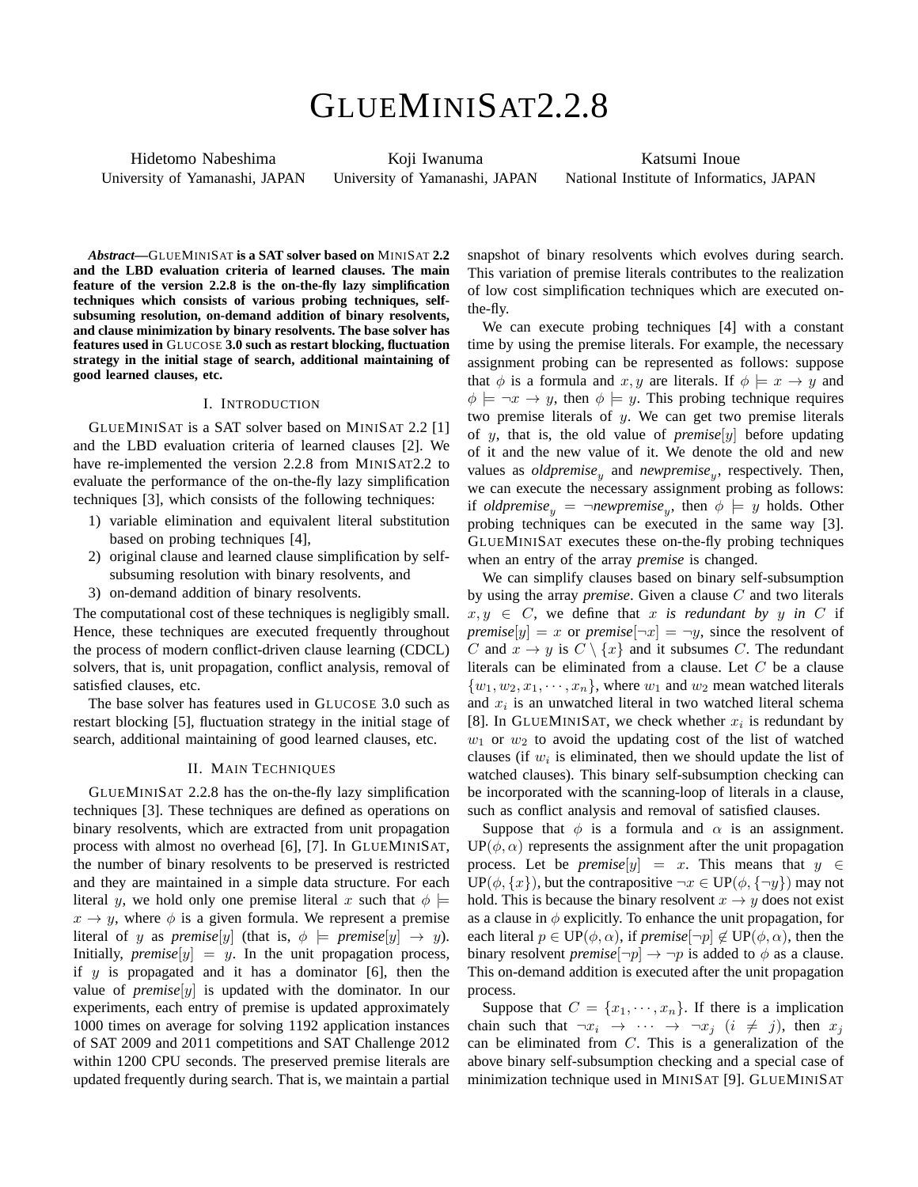# GLUEMINISAT2.2.8

Hidetomo Nabeshima
University of Yamanashi, JAPAN

Koji Iwanuma
University of Yamanashi, JAPAN

Katsumi Inoue
National Institute of Informatics, JAPAN

***Abstract*—GLUEMINISAT is a SAT solver based on MINISAT 2.2 and the LBD evaluation criteria of learned clauses. The main feature of the version 2.2.8 is the on-the-fly lazy simplification techniques which consists of various probing techniques, self-subsuming resolution, on-demand addition of binary resolvents, and clause minimization by binary resolvents. The base solver has features used in GLUCOSE 3.0 such as restart blocking, fluctuation strategy in the initial stage of search, additional maintaining of good learned clauses, etc.**

## I. INTRODUCTION

GLUEMINISAT is a SAT solver based on MINISAT 2.2 [1] and the LBD evaluation criteria of learned clauses [2]. We have re-implemented the version 2.2.8 from MINISAT2.2 to evaluate the performance of the on-the-fly lazy simplification techniques [3], which consists of the following techniques:

1) variable elimination and equivalent literal substitution based on probing techniques [4],
2) original clause and learned clause simplification by self-subsuming resolution with binary resolvents, and
3) on-demand addition of binary resolvents.

The computational cost of these techniques is negligibly small. Hence, these techniques are executed frequently throughout the process of modern conflict-driven clause learning (CDCL) solvers, that is, unit propagation, conflict analysis, removal of satisfied clauses, etc.

The base solver has features used in GLUCOSE 3.0 such as restart blocking [5], fluctuation strategy in the initial stage of search, additional maintaining of good learned clauses, etc.

## II. MAIN TECHNIQUES

GLUEMINISAT 2.2.8 has the on-the-fly lazy simplification techniques [3]. These techniques are defined as operations on binary resolvents, which are extracted from unit propagation process with almost no overhead [6], [7]. In GLUEMINISAT, the number of binary resolvents to be preserved is restricted and they are maintained in a simple data structure. For each literal $y$, we hold only one premise literal $x$ such that $\phi \models x \rightarrow y$, where $\phi$ is a given formula. We represent a premise literal of $y$ as $\textit{premise}[y]$ (that is, $\phi \models \textit{premise}[y] \rightarrow y$). Initially, $\textit{premise}[y] = y$. In the unit propagation process, if $y$ is propagated and it has a dominator [6], then the value of $\textit{premise}[y]$ is updated with the dominator. In our experiments, each entry of premise is updated approximately 1000 times on average for solving 1192 application instances of SAT 2009 and 2011 competitions and SAT Challenge 2012 within 1200 CPU seconds. The preserved premise literals are updated frequently during search. That is, we maintain a partial snapshot of binary resolvents which evolves during search. This variation of premise literals contributes to the realization of low cost simplification techniques which are executed on-the-fly.

We can execute probing techniques [4] with a constant time by using the premise literals. For example, the necessary assignment probing can be represented as follows: suppose that $\phi$ is a formula and $x, y$ are literals. If $\phi \models x \rightarrow y$ and $\phi \models \neg x \rightarrow y$, then $\phi \models y$. This probing technique requires two premise literals of $y$. We can get two premise literals of $y$, that is, the old value of $\textit{premise}[y]$ before updating of it and the new value of it. We denote the old and new values as $\textit{oldpremise}_y$ and $\textit{newpremise}_y$, respectively. Then, we can execute the necessary assignment probing as follows: if $\textit{oldpremise}_y = \neg\textit{newpremise}_y$, then $\phi \models y$ holds. Other probing techniques can be executed in the same way [3]. GLUEMINISAT executes these on-the-fly probing techniques when an entry of the array *premise* is changed.

We can simplify clauses based on binary self-subsumption by using the array *premise*. Given a clause $C$ and two literals $x, y \in C$, we define that $x$ *is redundant by* $y$ *in* $C$ if $\textit{premise}[y] = x$ or $\textit{premise}[\neg x] = \neg y$, since the resolvent of $C$ and $x \rightarrow y$ is $C \setminus \{x\}$ and it subsumes $C$. The redundant literals can be eliminated from a clause. Let $C$ be a clause $\{w_1, w_2, x_1, \cdots, x_n\}$, where $w_1$ and $w_2$ mean watched literals and $x_i$ is an unwatched literal in two watched literal schema [8]. In GLUEMINISAT, we check whether $x_i$ is redundant by $w_1$ or $w_2$ to avoid the updating cost of the list of watched clauses (if $w_i$ is eliminated, then we should update the list of watched clauses). This binary self-subsumption checking can be incorporated with the scanning-loop of literals in a clause, such as conflict analysis and removal of satisfied clauses.

Suppose that $\phi$ is a formula and $\alpha$ is an assignment. $\text{UP}(\phi, \alpha)$ represents the assignment after the unit propagation process. Let be $\textit{premise}[y] = x$. This means that $y \in \text{UP}(\phi, \{x\})$, but the contrapositive $\neg x \in \text{UP}(\phi, \{\neg y\})$ may not hold. This is because the binary resolvent $x \rightarrow y$ does not exist as a clause in $\phi$ explicitly. To enhance the unit propagation, for each literal $p \in \text{UP}(\phi, \alpha)$, if $\textit{premise}[\neg p] \notin \text{UP}(\phi, \alpha)$, then the binary resolvent $\textit{premise}[\neg p] \rightarrow \neg p$ is added to $\phi$ as a clause. This on-demand addition is executed after the unit propagation process.

Suppose that $C = \{x_1, \cdots, x_n\}$. If there is a implication chain such that $\neg x_i \rightarrow \cdots \rightarrow \neg x_j$ $(i \neq j)$, then $x_j$ can be eliminated from $C$. This is a generalization of the above binary self-subsumption checking and a special case of minimization technique used in MINISAT [9]. GLUEMINISAT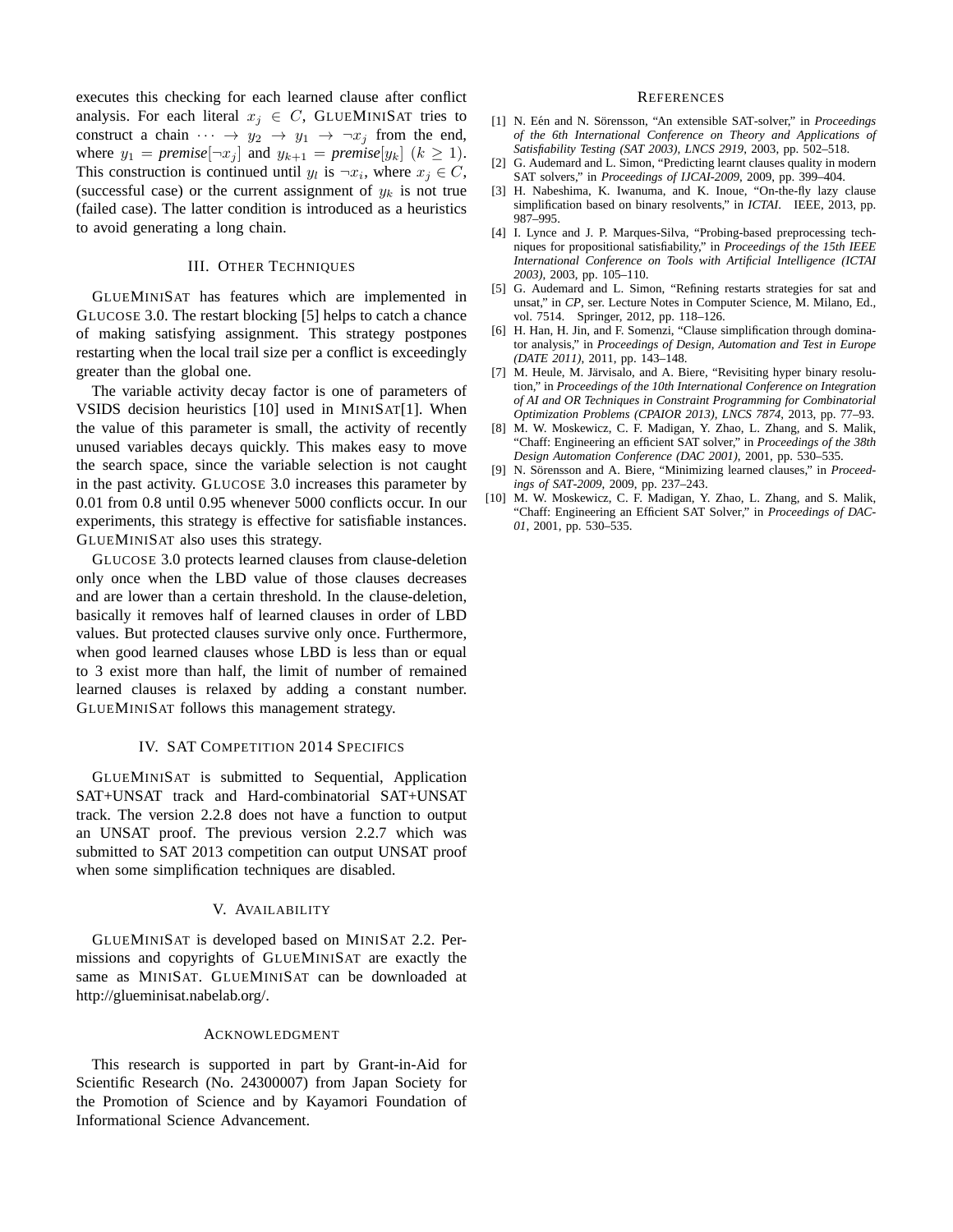executes this checking for each learned clause after conflict analysis. For each literal $x_j \in C$, GLUEMINISAT tries to construct a chain $\cdots \rightarrow y_2 \rightarrow y_1 \rightarrow \neg x_j$ from the end, where $y_1 = \textit{premise}[\neg x_j]$ and $y_{k+1} = \textit{premise}[y_k]$ $(k \geq 1)$. This construction is continued until $y_l$ is $\neg x_i$, where $x_j \in C$, (successful case) or the current assignment of $y_k$ is not true (failed case). The latter condition is introduced as a heuristics to avoid generating a long chain.

## III. OTHER TECHNIQUES

GLUEMINISAT has features which are implemented in GLUCOSE 3.0. The restart blocking [5] helps to catch a chance of making satisfying assignment. This strategy postpones restarting when the local trail size per a conflict is exceedingly greater than the global one.

The variable activity decay factor is one of parameters of VSIDS decision heuristics [10] used in MINISAT[1]. When the value of this parameter is small, the activity of recently unused variables decays quickly. This makes easy to move the search space, since the variable selection is not caught in the past activity. GLUCOSE 3.0 increases this parameter by 0.01 from 0.8 until 0.95 whenever 5000 conflicts occur. In our experiments, this strategy is effective for satisfiable instances. GLUEMINISAT also uses this strategy.

GLUCOSE 3.0 protects learned clauses from clause-deletion only once when the LBD value of those clauses decreases and are lower than a certain threshold. In the clause-deletion, basically it removes half of learned clauses in order of LBD values. But protected clauses survive only once. Furthermore, when good learned clauses whose LBD is less than or equal to 3 exist more than half, the limit of number of remained learned clauses is relaxed by adding a constant number. GLUEMINISAT follows this management strategy.

## IV. SAT COMPETITION 2014 SPECIFICS

GLUEMINISAT is submitted to Sequential, Application SAT+UNSAT track and Hard-combinatorial SAT+UNSAT track. The version 2.2.8 does not have a function to output an UNSAT proof. The previous version 2.2.7 which was submitted to SAT 2013 competition can output UNSAT proof when some simplification techniques are disabled.

## V. AVAILABILITY

GLUEMINISAT is developed based on MINISAT 2.2. Permissions and copyrights of GLUEMINISAT are exactly the same as MINISAT. GLUEMINISAT can be downloaded at http://glueminisat.nabelab.org/.

## ACKNOWLEDGMENT

This research is supported in part by Grant-in-Aid for Scientific Research (No. 24300007) from Japan Society for the Promotion of Science and by Kayamori Foundation of Informational Science Advancement.

## REFERENCES

[1] N. Eén and N. Sörensson, "An extensible SAT-solver," in *Proceedings of the 6th International Conference on Theory and Applications of Satisfiability Testing (SAT 2003), LNCS 2919*, 2003, pp. 502–518.

[2] G. Audemard and L. Simon, "Predicting learnt clauses quality in modern SAT solvers," in *Proceedings of IJCAI-2009*, 2009, pp. 399–404.

[3] H. Nabeshima, K. Iwanuma, and K. Inoue, "On-the-fly lazy clause simplification based on binary resolvents," in *ICTAI*. IEEE, 2013, pp. 987–995.

[4] I. Lynce and J. P. Marques-Silva, "Probing-based preprocessing techniques for propositional satisfiability," in *Proceedings of the 15th IEEE International Conference on Tools with Artificial Intelligence (ICTAI 2003)*, 2003, pp. 105–110.

[5] G. Audemard and L. Simon, "Refining restarts strategies for sat and unsat," in *CP*, ser. Lecture Notes in Computer Science, M. Milano, Ed., vol. 7514. Springer, 2012, pp. 118–126.

[6] H. Han, H. Jin, and F. Somenzi, "Clause simplification through dominator analysis," in *Proceedings of Design, Automation and Test in Europe (DATE 2011)*, 2011, pp. 143–148.

[7] M. Heule, M. Järvisalo, and A. Biere, "Revisiting hyper binary resolution," in *Proceedings of the 10th International Conference on Integration of AI and OR Techniques in Constraint Programming for Combinatorial Optimization Problems (CPAIOR 2013), LNCS 7874*, 2013, pp. 77–93.

[8] M. W. Moskewicz, C. F. Madigan, Y. Zhao, L. Zhang, and S. Malik, "Chaff: Engineering an efficient SAT solver," in *Proceedings of the 38th Design Automation Conference (DAC 2001)*, 2001, pp. 530–535.

[9] N. Sörensson and A. Biere, "Minimizing learned clauses," in *Proceedings of SAT-2009*, 2009, pp. 237–243.

[10] M. W. Moskewicz, C. F. Madigan, Y. Zhao, L. Zhang, and S. Malik, "Chaff: Engineering an Efficient SAT Solver," in *Proceedings of DAC-01*, 2001, pp. 530–535.